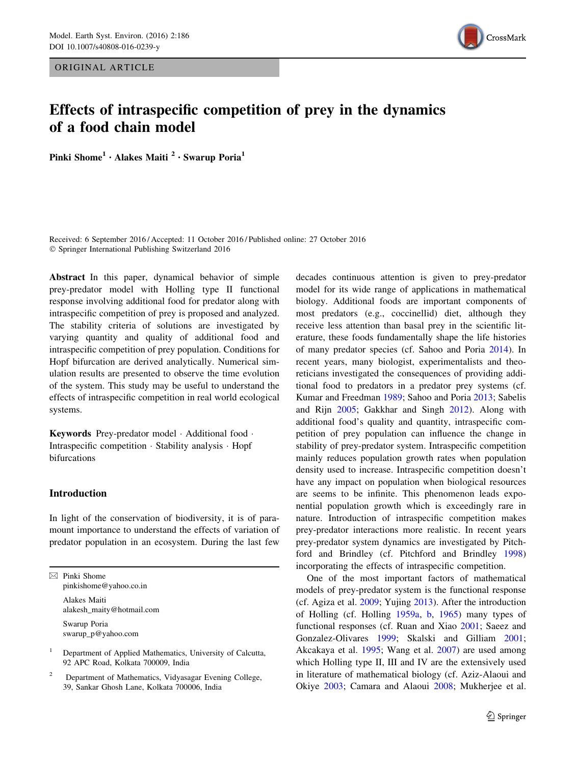ORIGINAL ARTICLE

# Effects of intraspecific competition of prey in the dynamics of a food chain model

**Pinki Shome[1] · Alakes Maiti[2] · Swarup Poria[1]**

Received: 6 September 2016 / Accepted: 11 October 2016 / Published online: 27 October 2016
© Springer International Publishing Switzerland 2016

**Abstract** In this paper, dynamical behavior of simple prey-predator model with Holling type II functional response involving additional food for predator along with intraspecific competition of prey is proposed and analyzed. The stability criteria of solutions are investigated by varying quantity and quality of additional food and intraspecific competition of prey population. Conditions for Hopf bifurcation are derived analytically. Numerical simulation results are presented to observe the time evolution of the system. This study may be useful to understand the effects of intraspecific competition in real world ecological systems.

**Keywords** Prey-predator model · Additional food · Intraspecific competition · Stability analysis · Hopf bifurcations

## Introduction

In light of the conservation of biodiversity, it is of paramount importance to understand the effects of variation of predator population in an ecosystem. During the last few decades continuous attention is given to prey-predator model for its wide range of applications in mathematical biology. Additional foods are important components of most predators (e.g., coccinellid) diet, although they receive less attention than basal prey in the scientific literature, these foods fundamentally shape the life histories of many predator species (cf. Sahoo and Poria 2014). In recent years, many biologist, experimentalists and theoreticians investigated the consequences of providing additional food to predators in a predator prey systems (cf. Kumar and Freedman 1989; Sahoo and Poria 2013; Sabelis and Rijn 2005; Gakkhar and Singh 2012). Along with additional food's quality and quantity, intraspecific competition of prey population can influence the change in stability of prey-predator system. Intraspecific competition mainly reduces population growth rates when population density used to increase. Intraspecific competition doesn't have any impact on population when biological resources are seems to be infinite. This phenomenon leads exponential population growth which is exceedingly rare in nature. Introduction of intraspecific competition makes prey-predator interactions more realistic. In recent years prey-predator system dynamics are investigated by Pitchford and Brindley (cf. Pitchford and Brindley 1998) incorporating the effects of intraspecific competition.

One of the most important factors of mathematical models of prey-predator system is the functional response (cf. Agiza et al. 2009; Yujing 2013). After the introduction of Holling (cf. Holling 1959a, b, 1965) many types of functional responses (cf. Ruan and Xiao 2001; Saeez and Gonzalez-Olivares 1999; Skalski and Gilliam 2001; Akcakaya et al. 1995; Wang et al. 2007) are used among which Holling type II, III and IV are the extensively used in literature of mathematical biology (cf. Aziz-Alaoui and Okiye 2003; Camara and Alaoui 2008; Mukherjee et al.

---

✉ Pinki Shome
pinkishome@yahoo.co.in

Alakes Maiti
alakesh_maity@hotmail.com

Swarup Poria
swarup_p@yahoo.com

[1] Department of Applied Mathematics, University of Calcutta, 92 APC Road, Kolkata 700009, India

[2] Department of Mathematics, Vidyasagar Evening College, 39, Sankar Ghosh Lane, Kolkata 700006, India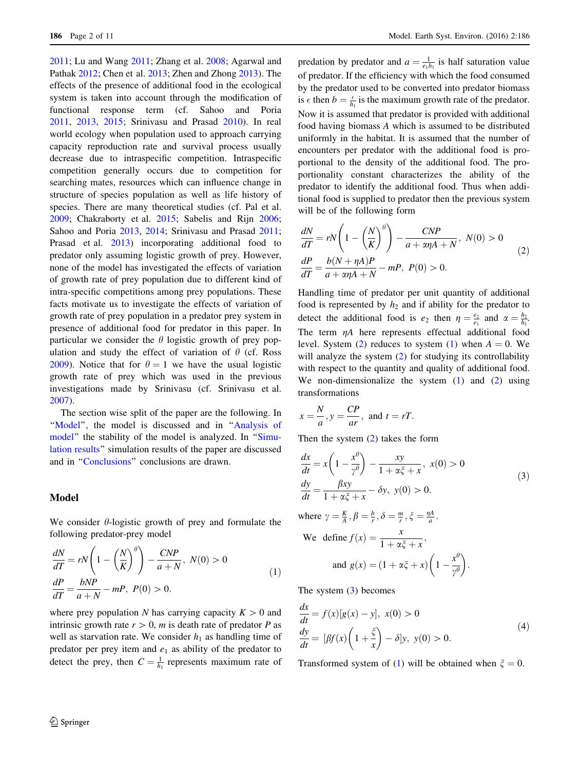2011; Lu and Wang 2011; Zhang et al. 2008; Agarwal and Pathak 2012; Chen et al. 2013; Zhen and Zhong 2013). The effects of the presence of additional food in the ecological system is taken into account through the modification of functional response term (cf. Sahoo and Poria 2011, 2013, 2015; Srinivasu and Prasad 2010). In real world ecology when population used to approach carrying capacity reproduction rate and survival process usually decrease due to intraspecific competition. Intraspecific competition generally occurs due to competition for searching mates, resources which can influence change in structure of species population as well as life history of species. There are many theoretical studies (cf. Pal et al. 2009; Chakraborty et al. 2015; Sabelis and Rijn 2006; Sahoo and Poria 2013, 2014; Srinivasu and Prasad 2011; Prasad et al. 2013) incorporating additional food to predator only assuming logistic growth of prey. However, none of the model has investigated the effects of variation of growth rate of prey population due to different kind of intra-specific competitions among prey populations. These facts motivate us to investigate the effects of variation of growth rate of prey population in a predator prey system in presence of additional food for predator in this paper. In particular we consider the $\theta$ logistic growth of prey population and study the effect of variation of $\theta$ (cf. Ross 2009). Notice that for $\theta = 1$ we have the usual logistic growth rate of prey which was used in the previous investigations made by Srinivasu (cf. Srinivasu et al. 2007).

The section wise split of the paper are the following. In "Model", the model is discussed and in "Analysis of model" the stability of the model is analyzed. In "Simulation results" simulation results of the paper are discussed and in "Conclusions" conclusions are drawn.

## Model

We consider $\theta$-logistic growth of prey and formulate the following predator-prey model

$$
\begin{aligned}
\frac{dN}{dT} &= rN\left(1 - \left(\frac{N}{K}\right)^{\theta}\right) - \frac{CNP}{a + N}, \; N(0) > 0 \\
\frac{dP}{dT} &= \frac{bNP}{a + N} - mP, \; P(0) > 0.
\end{aligned}
\tag{1}
$$

where prey population $N$ has carrying capacity $K > 0$ and intrinsic growth rate $r > 0$, $m$ is death rate of predator $P$ as well as starvation rate. We consider $h_1$ as handling time of predator per prey item and $e_1$ as ability of the predator to detect the prey, then $C = \frac{1}{h_1}$ represents maximum rate of predation by predator and $a = \frac{1}{e_1 h_1}$ is half saturation value of predator. If the efficiency with which the food consumed by the predator used to be converted into predator biomass is $\epsilon$ then $b = \frac{\epsilon}{h_1}$ is the maximum growth rate of the predator. Now it is assumed that predator is provided with additional food having biomass $A$ which is assumed to be distributed uniformly in the habitat. It is assumed that the number of encounters per predator with the additional food is proportional to the density of the additional food. The proportionality constant characterizes the ability of the predator to identify the additional food. Thus when additional food is supplied to predator then the previous system will be of the following form

$$
\begin{aligned}
\frac{dN}{dT} &= rN\left(1 - \left(\frac{N}{K}\right)^{\theta}\right) - \frac{CNP}{a + \alpha\eta A + N}, \; N(0) > 0 \\
\frac{dP}{dT} &= \frac{b(N + \eta A)P}{a + \alpha\eta A + N} - mP, \; P(0) > 0.
\end{aligned}
\tag{2}
$$

Handling time of predator per unit quantity of additional food is represented by $h_2$ and if ability for the predator to detect the additional food is $e_2$ then $\eta = \frac{e_2}{e_1}$ and $\alpha = \frac{h_2}{h_1}$. The term $\eta A$ here represents effectual additional food level. System (2) reduces to system (1) when $A = 0$. We will analyze the system (2) for studying its controllability with respect to the quantity and quality of additional food. We non-dimensionalize the system (1) and (2) using transformations

$$
x = \frac{N}{a}, y = \frac{CP}{ar}, \text{ and } t = rT.
$$

Then the system (2) takes the form

$$
\begin{aligned}
\frac{dx}{dt} &= x\left(1 - \frac{x^{\theta}}{\gamma^{\theta}}\right) - \frac{xy}{1 + \alpha\xi + x}, \; x(0) > 0 \\
\frac{dy}{dt} &= \frac{\beta xy}{1 + \alpha\xi + x} - \delta y, \; y(0) > 0.
\end{aligned}
\tag{3}
$$

where $\gamma = \frac{K}{A}, \beta = \frac{b}{r}, \delta = \frac{m}{r}, \xi = \frac{\eta A}{a}$.

We define $f(x) = \dfrac{x}{1 + \alpha\xi + x}$,

and $g(x) = (1 + \alpha\xi + x)\left(1 - \dfrac{x^{\theta}}{\gamma^{\theta}}\right)$.

The system (3) becomes

$$
\begin{aligned}
\frac{dx}{dt} &= f(x)[g(x) - y], \; x(0) > 0 \\
\frac{dy}{dt} &= [\beta f(x)\left(1 + \frac{\xi}{x}\right) - \delta]y, \; y(0) > 0.
\end{aligned}
\tag{4}
$$

Transformed system of (1) will be obtained when $\xi = 0$.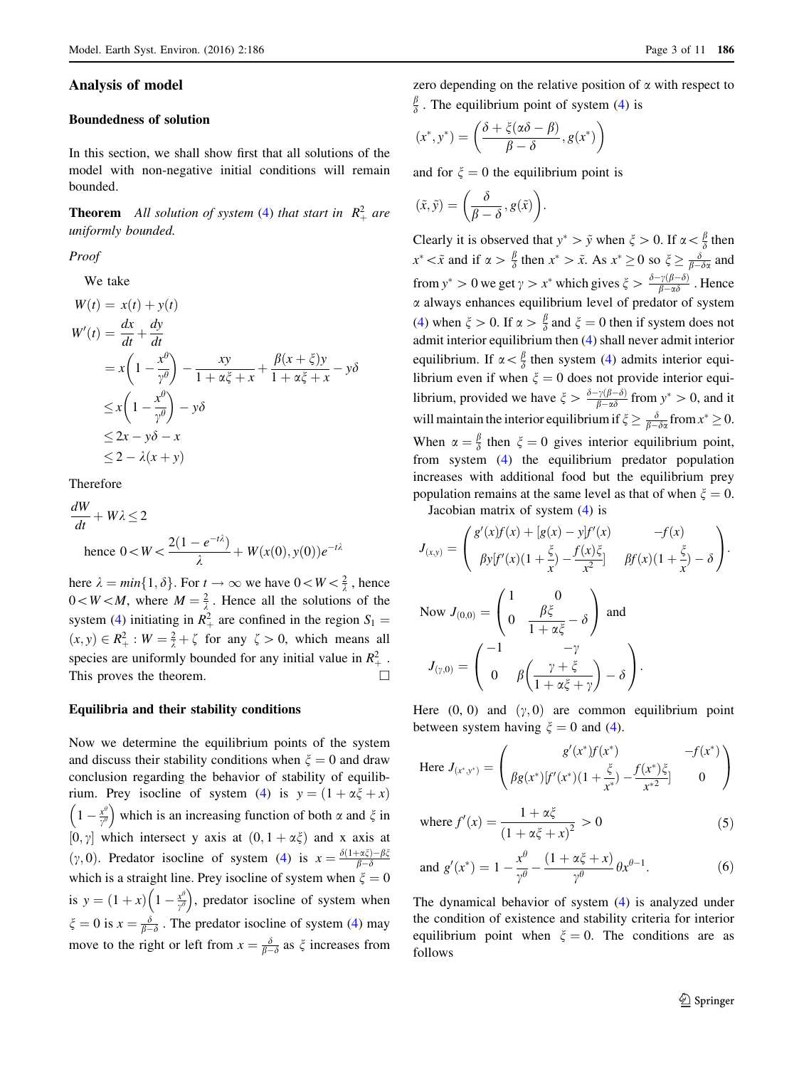## Analysis of model

### Boundedness of solution

In this section, we shall show first that all solutions of the model with non-negative initial conditions will remain bounded.

**Theorem** *All solution of system (4) that start in $R_+^2$ are uniformly bounded.*

*Proof*

We take

$$
\begin{aligned}
W(t) &= x(t) + y(t) \\
W'(t) &= \frac{dx}{dt} + \frac{dy}{dt} \\
&= x\left(1 - \frac{x^\theta}{\gamma^\theta}\right) - \frac{xy}{1 + \alpha\xi + x} + \frac{\beta(x + \xi)y}{1 + \alpha\xi + x} - y\delta \\
&\leq x\left(1 - \frac{x^\theta}{\gamma^\theta}\right) - y\delta \\
&\leq 2x - y\delta - x \\
&\leq 2 - \lambda(x + y)
\end{aligned}
$$

Therefore

$$
\frac{dW}{dt} + W\lambda \leq 2
$$

$$
\text{hence } 0 < W < \frac{2(1 - e^{-t\lambda})}{\lambda} + W(x(0), y(0))e^{-t\lambda}
$$

here $\lambda = min\{1, \delta\}$. For $t \to \infty$ we have $0 < W < \frac{2}{\lambda}$, hence $0 < W < M$, where $M = \frac{2}{\lambda}$. Hence all the solutions of the system (4) initiating in $R_+^2$ are confined in the region $S_1 = (x, y) \in R_+^2 : W = \frac{2}{\lambda} + \zeta$ for any $\zeta > 0$, which means all species are uniformly bounded for any initial value in $R_+^2$. This proves the theorem. $\square$

### Equilibria and their stability conditions

Now we determine the equilibrium points of the system and discuss their stability conditions when $\xi = 0$ and draw conclusion regarding the behavior of stability of equilibrium. Prey isocline of system (4) is $y = (1 + \alpha\xi + x)\left(1 - \frac{x^\theta}{\gamma^\theta}\right)$ which is an increasing function of both $\alpha$ and $\xi$ in $[0, \gamma]$ which intersect y axis at $(0, 1 + \alpha\xi)$ and x axis at $(\gamma, 0)$. Predator isocline of system (4) is $x = \frac{\delta(1+\alpha\xi) - \beta\xi}{\beta - \delta}$ which is a straight line. Prey isocline of system when $\xi = 0$ is $y = (1 + x)\left(1 - \frac{x^\theta}{\gamma^\theta}\right)$, predator isocline of system when $\xi = 0$ is $x = \frac{\delta}{\beta - \delta}$. The predator isocline of system (4) may move to the right or left from $x = \frac{\delta}{\beta - \delta}$ as $\xi$ increases from zero depending on the relative position of $\alpha$ with respect to $\frac{\beta}{\delta}$. The equilibrium point of system (4) is

$$
(x^*, y^*) = \left(\frac{\delta + \xi(\alpha\delta - \beta)}{\beta - \delta}, g(x^*)\right)
$$

and for $\xi = 0$ the equilibrium point is

$$
(\tilde{x}, \tilde{y}) = \left(\frac{\delta}{\beta - \delta}, g(\tilde{x})\right).
$$

Clearly it is observed that $y^* > \tilde{y}$ when $\xi > 0$. If $\alpha < \frac{\beta}{\delta}$ then $x^* < \tilde{x}$ and if $\alpha > \frac{\beta}{\delta}$ then $x^* > \tilde{x}$. As $x^* \geq 0$ so $\xi \geq \frac{\delta}{\beta - \delta\alpha}$ and from $y^* > 0$ we get $\gamma > x^*$ which gives $\xi > \frac{\delta - \gamma(\beta - \delta)}{\beta - \alpha\delta}$. Hence $\alpha$ always enhances equilibrium level of predator of system (4) when $\xi > 0$. If $\alpha > \frac{\beta}{\delta}$ and $\xi = 0$ then if system does not admit interior equilibrium then (4) shall never admit interior equilibrium. If $\alpha < \frac{\beta}{\delta}$ then system (4) admits interior equilibrium even if when $\xi = 0$ does not provide interior equilibrium, provided we have $\xi > \frac{\delta - \gamma(\beta - \delta)}{\beta - \alpha\delta}$ from $y^* > 0$, and it will maintain the interior equilibrium if $\xi \geq \frac{\delta}{\beta - \delta\alpha}$ from $x^* \geq 0$. When $\alpha = \frac{\beta}{\delta}$ then $\xi = 0$ gives interior equilibrium point, from system (4) the equilibrium predator population increases with additional food but the equilibrium prey population remains at the same level as that of when $\xi = 0$.

Jacobian matrix of system (4) is

$$
J_{(x,y)} = \begin{pmatrix} g'(x)f(x) + [g(x) - y]f'(x) & -f(x) \\ \beta y[f'(x)(1 + \frac{\xi}{x}) - \frac{f(x)\xi}{x^2}] & \beta f(x)(1 + \frac{\xi}{x}) - \delta \end{pmatrix}.
$$

Now $J_{(0,0)} = \begin{pmatrix} 1 & 0 \\ 0 & \frac{\beta\xi}{1 + \alpha\xi} - \delta \end{pmatrix}$ and

$$
J_{(\gamma,0)} = \begin{pmatrix} -1 & -\gamma \\ 0 & \beta\left(\frac{\gamma + \xi}{1 + \alpha\xi + \gamma}\right) - \delta \end{pmatrix}.
$$

Here $(0, 0)$ and $(\gamma, 0)$ are common equilibrium point between system having $\xi = 0$ and (4).

$$
\text{Here } J_{(x^*,y^*)} = \begin{pmatrix} g'(x^*)f(x^*) & -f(x^*) \\ \beta g(x^*)[f'(x^*)(1 + \frac{\xi}{x^*}) - \frac{f(x^*)\xi}{x^{*2}}] & 0 \end{pmatrix}
$$

$$
\text{where } f'(x) = \frac{1 + \alpha\xi}{(1 + \alpha\xi + x)^2} > 0 \tag{5}
$$

$$
\text{and } g'(x^*) = 1 - \frac{x^\theta}{\gamma^\theta} - \frac{(1 + \alpha\xi + x)}{\gamma^\theta}\theta x^{\theta - 1}. \tag{6}
$$

The dynamical behavior of system (4) is analyzed under the condition of existence and stability criteria for interior equilibrium point when $\xi = 0$. The conditions are as follows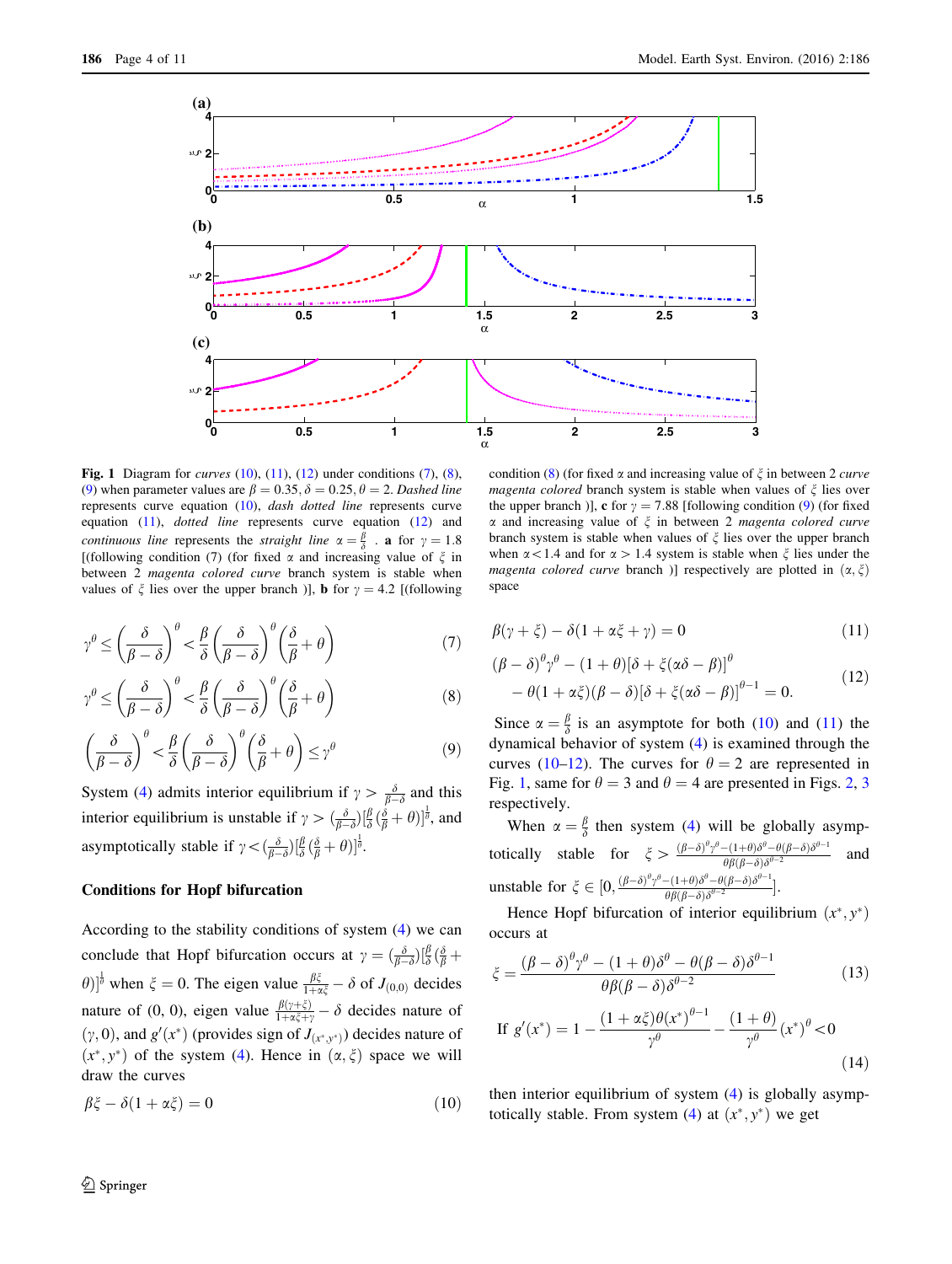**Fig. 1** Diagram for *curves* (10), (11), (12) under conditions (7), (8), (9) when parameter values are $\beta = 0.35, \delta = 0.25, \theta = 2$. *Dashed line* represents curve equation (10), *dash dotted line* represents curve equation (11), *dotted line* represents curve equation (12) and *continuous line* represents the *straight line* $\alpha = \frac{\beta}{\delta}$ . **a** for $\gamma = 1.8$ [(following condition (7) (for fixed $\alpha$ and increasing value of $\xi$ in between 2 *magenta colored curve* branch system is stable when values of $\xi$ lies over the upper branch )], **b** for $\gamma = 4.2$ [(following condition (8) (for fixed $\alpha$ and increasing value of $\xi$ in between 2 *curve magenta colored* branch system is stable when values of $\xi$ lies over the upper branch )], **c** for $\gamma = 7.88$ [following condition (9) (for fixed $\alpha$ and increasing value of $\xi$ in between 2 *magenta colored curve* branch system is stable when values of $\xi$ lies over the upper branch when $\alpha < 1.4$ and for $\alpha > 1.4$ system is stable when $\xi$ lies under the *magenta colored curve* branch )] respectively are plotted in $(\alpha, \xi)$ space

$$\gamma^{\theta} \leq \left(\frac{\delta}{\beta-\delta}\right)^{\theta} < \frac{\beta}{\delta}\left(\frac{\delta}{\beta-\delta}\right)^{\theta}\left(\frac{\delta}{\beta}+\theta\right) \tag{7}$$

$$\gamma^{\theta} \leq \left(\frac{\delta}{\beta-\delta}\right)^{\theta} < \frac{\beta}{\delta}\left(\frac{\delta}{\beta-\delta}\right)^{\theta}\left(\frac{\delta}{\beta}+\theta\right) \tag{8}$$

$$\left(\frac{\delta}{\beta-\delta}\right)^{\theta} < \frac{\beta}{\delta}\left(\frac{\delta}{\beta-\delta}\right)^{\theta}\left(\frac{\delta}{\beta}+\theta\right) \leq \gamma^{\theta} \tag{9}$$

System (4) admits interior equilibrium if $\gamma > \frac{\delta}{\beta-\delta}$ and this interior equilibrium is unstable if $\gamma > (\frac{\delta}{\beta-\delta})[\frac{\beta}{\delta}(\frac{\delta}{\beta}+\theta)]^{\frac{1}{\theta}}$, and asymptotically stable if $\gamma < (\frac{\delta}{\beta-\delta})[\frac{\beta}{\delta}(\frac{\delta}{\beta}+\theta)]^{\frac{1}{\theta}}$.

## Conditions for Hopf bifurcation

According to the stability conditions of system (4) we can conclude that Hopf bifurcation occurs at $\gamma = (\frac{\delta}{\beta-\delta})[\frac{\beta}{\delta}(\frac{\delta}{\beta}+\theta)]^{\frac{1}{\theta}}$ when $\xi = 0$. The eigen value $\frac{\beta\xi}{1+\alpha\xi} - \delta$ of $J_{(0,0)}$ decides nature of (0, 0), eigen value $\frac{\beta(\gamma+\xi)}{1+\alpha\xi+\gamma} - \delta$ decides nature of $(\gamma, 0)$, and $g'(x^*)$ (provides sign of $J_{(x^*,y^*)}$) decides nature of $(x^*, y^*)$ of the system (4). Hence in $(\alpha, \xi)$ space we will draw the curves

$$\beta\xi - \delta(1+\alpha\xi) = 0 \tag{10}$$

$$\beta(\gamma+\xi) - \delta(1+\alpha\xi+\gamma) = 0 \tag{11}$$

$$\begin{aligned}&(\beta-\delta)^{\theta}\gamma^{\theta} - (1+\theta)[\delta+\xi(\alpha\delta-\beta)]^{\theta} \\ &\quad - \theta(1+\alpha\xi)(\beta-\delta)[\delta+\xi(\alpha\delta-\beta)]^{\theta-1} = 0.\end{aligned} \tag{12}$$

Since $\alpha = \frac{\beta}{\delta}$ is an asymptote for both (10) and (11) the dynamical behavior of system (4) is examined through the curves (10–12). The curves for $\theta = 2$ are represented in Fig. 1, same for $\theta = 3$ and $\theta = 4$ are presented in Figs. 2, 3 respectively.

When $\alpha = \frac{\beta}{\delta}$ then system (4) will be globally asymptotically stable for $\xi > \frac{(\beta-\delta)^{\theta}\gamma^{\theta} - (1+\theta)\delta^{\theta} - \theta(\beta-\delta)\delta^{\theta-1}}{\theta\beta(\beta-\delta)\delta^{\theta-2}}$ and unstable for $\xi \in [0, \frac{(\beta-\delta)^{\theta}\gamma^{\theta} - (1+\theta)\delta^{\theta} - \theta(\beta-\delta)\delta^{\theta-1}}{\theta\beta(\beta-\delta)\delta^{\theta-2}}]$.

Hence Hopf bifurcation of interior equilibrium $(x^*, y^*)$ occurs at

$$\xi = \frac{(\beta-\delta)^{\theta}\gamma^{\theta} - (1+\theta)\delta^{\theta} - \theta(\beta-\delta)\delta^{\theta-1}}{\theta\beta(\beta-\delta)\delta^{\theta-2}} \tag{13}$$

$$\text{If } g'(x^*) = 1 - \frac{(1+\alpha\xi)\theta(x^*)^{\theta-1}}{\gamma^{\theta}} - \frac{(1+\theta)}{\gamma^{\theta}}(x^*)^{\theta} < 0 \tag{14}$$

then interior equilibrium of system (4) is globally asymptotically stable. From system (4) at $(x^*, y^*)$ we get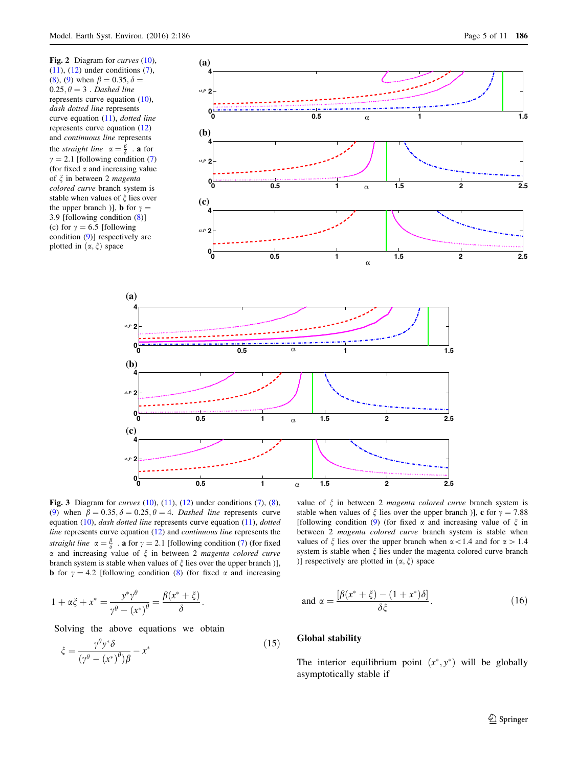**Fig. 2** Diagram for *curves* (10), (11), (12) under conditions (7), (8), (9) when $\beta = 0.35, \delta = 0.25, \theta = 3$ . *Dashed line* represents curve equation (10), *dash dotted line* represents curve equation (11), *dotted line* represents curve equation (12) and *continuous line* represents the *straight line* $\alpha = \frac{\beta}{\delta}$ . **a** for $\gamma = 2.1$ [following condition (7) (for fixed $\alpha$ and increasing value of $\xi$ in between 2 *magenta colored curve* branch system is stable when values of $\xi$ lies over the upper branch )], **b** for $\gamma = 3.9$ [following condition (8)] (c) for $\gamma = 6.5$ [following condition (9)] respectively are plotted in $(\alpha, \xi)$ space

**Fig. 3** Diagram for *curves* (10), (11), (12) under conditions (7), (8), (9) when $\beta = 0.35, \delta = 0.25, \theta = 4$. *Dashed line* represents curve equation (10), *dash dotted line* represents curve equation (11), *dotted line* represents curve equation (12) and *continuous line* represents the *straight line* $\alpha = \frac{\beta}{\delta}$ . **a** for $\gamma = 2.1$ [following condition (7) (for fixed $\alpha$ and increasing value of $\xi$ in between 2 *magenta colored curve* branch system is stable when values of $\xi$ lies over the upper branch )], **b** for $\gamma = 4.2$ [following condition (8) (for fixed $\alpha$ and increasing value of $\xi$ in between 2 *magenta colored curve* branch system is stable when values of $\xi$ lies over the upper branch )], **c** for $\gamma = 7.88$ [following condition (9) (for fixed $\alpha$ and increasing value of $\xi$ in between 2 *magenta colored curve* branch system is stable when values of $\xi$ lies over the upper branch when $\alpha < 1.4$ and for $\alpha > 1.4$ system is stable when $\xi$ lies under the magenta colored curve branch )] respectively are plotted in $(\alpha, \xi)$ space

$$1 + \alpha\xi + x^* = \frac{y^*\gamma^\theta}{\gamma^\theta - (x^*)^\theta} = \frac{\beta(x^* + \xi)}{\delta}.$$

Solving the above equations we obtain

$$\xi = \frac{\gamma^\theta y^* \delta}{(\gamma^\theta - (x^*)^\theta)\beta} - x^* \tag{15}$$

$$\text{and } \alpha = \frac{[\beta(x^* + \xi) - (1 + x^*)\delta]}{\delta\xi}. \tag{16}$$

## Global stability

The interior equilibrium point $(x^*, y^*)$ will be globally asymptotically stable if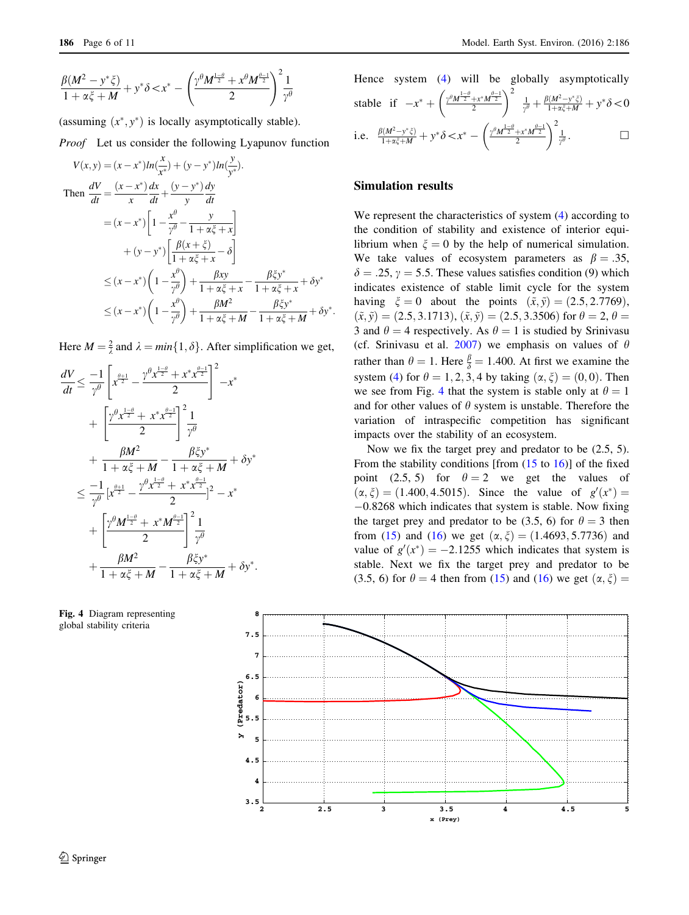$$\frac{\beta(M^2 - y^*\xi)}{1+\alpha\xi+M} + y^*\delta < x^* - \left(\frac{\gamma^\theta M^{\frac{1-\theta}{2}} + x^\theta M^{\frac{\theta-1}{2}}}{2}\right)^2 \frac{1}{\gamma^\theta}$$

(assuming $(x^*, y^*)$ is locally asymptotically stable).

*Proof* Let us consider the following Lyapunov function

$$V(x,y) = (x - x^*)ln(\frac{x}{x^*}) + (y - y^*)ln(\frac{y}{y^*}).$$

$$\begin{aligned}
\text{Then } \frac{dV}{dt} &= \frac{(x-x^*)}{x}\frac{dx}{dt} + \frac{(y-y^*)}{y}\frac{dy}{dt} \\
&= (x-x^*)\left[1 - \frac{x^\theta}{\gamma^\theta} - \frac{y}{1+\alpha\xi+x}\right] \\
&\quad + (y-y^*)\left[\frac{\beta(x+\xi)}{1+\alpha\xi+x} - \delta\right] \\
&\leq (x-x^*)\left(1-\frac{x^\theta}{\gamma^\theta}\right) + \frac{\beta xy}{1+\alpha\xi+x} - \frac{\beta\xi y^*}{1+\alpha\xi+x} + \delta y^* \\
&\leq (x-x^*)\left(1-\frac{x^\theta}{\gamma^\theta}\right) + \frac{\beta M^2}{1+\alpha\xi+M} - \frac{\beta\xi y^*}{1+\alpha\xi+M} + \delta y^*.
\end{aligned}$$

Here $M = \frac{2}{\lambda}$ and $\lambda = min\{1, \delta\}$. After simplification we get,

$$\begin{aligned}
\frac{dV}{dt} \leq &\frac{-1}{\gamma^\theta}\left[x^{\frac{\theta+1}{2}} - \frac{\gamma^\theta x^{\frac{1-\theta}{2}} + x^* x^{\frac{\theta-1}{2}}}{2}\right]^2 - x^* \\
&+ \left[\frac{\gamma^\theta x^{\frac{1-\theta}{2}} + x^* x^{\frac{\theta-1}{2}}}{2}\right]^2 \frac{1}{\gamma^\theta} \\
&+ \frac{\beta M^2}{1+\alpha\xi+M} - \frac{\beta\xi y^*}{1+\alpha\xi+M} + \delta y^* \\
\leq &\frac{-1}{\gamma^\theta}[x^{\frac{\theta+1}{2}} - \frac{\gamma^\theta x^{\frac{1-\theta}{2}} + x^* x^{\frac{\theta-1}{2}}}{2}]^2 - x^* \\
&+ \left[\frac{\gamma^\theta M^{\frac{1-\theta}{2}} + x^* M^{\frac{\theta-1}{2}}}{2}\right]^2 \frac{1}{\gamma^\theta} \\
&+ \frac{\beta M^2}{1+\alpha\xi+M} - \frac{\beta\xi y^*}{1+\alpha\xi+M} + \delta y^*.
\end{aligned}$$

Hence system (4) will be globally asymptotically stable if $-x^* + \left(\frac{\gamma^\theta M^{\frac{1-\theta}{2}} + x^* M^{\frac{\theta-1}{2}}}{2}\right)^2 \frac{1}{\gamma^\theta} + \frac{\beta(M^2 - y^*\xi)}{1+\alpha\xi+M} + y^*\delta < 0$

i.e. $\frac{\beta(M^2 - y^*\xi)}{1+\alpha\xi+M} + y^*\delta < x^* - \left(\frac{\gamma^\theta M^{\frac{1-\theta}{2}} + x^* M^{\frac{\theta-1}{2}}}{2}\right)^2 \frac{1}{\gamma^\theta}$. □

## Simulation results

We represent the characteristics of system (4) according to the condition of stability and existence of interior equilibrium when $\xi = 0$ by the help of numerical simulation. We take values of ecosystem parameters as $\beta = .35$, $\delta = .25$, $\gamma = 5.5$. These values satisfies condition (9) which indicates existence of stable limit cycle for the system having $\xi = 0$ about the points $(\tilde{x}, \tilde{y}) = (2.5, 2.7769)$, $(\tilde{x}, \tilde{y}) = (2.5, 3.1713)$, $(\tilde{x}, \tilde{y}) = (2.5, 3.3506)$ for $\theta = 2$, $\theta = 3$ and $\theta = 4$ respectively. As $\theta = 1$ is studied by Srinivasu (cf. Srinivasu et al. 2007) we emphasis on values of $\theta$ rather than $\theta = 1$. Here $\frac{\beta}{\delta} = 1.400$. At first we examine the system (4) for $\theta = 1, 2, 3, 4$ by taking $(\alpha, \xi) = (0, 0)$. Then we see from Fig. 4 that the system is stable only at $\theta = 1$ and for other values of $\theta$ system is unstable. Therefore the variation of intraspecific competition has significant impacts over the stability of an ecosystem.

Now we fix the target prey and predator to be (2.5, 5). From the stability conditions [from (15 to 16)] of the fixed point (2.5, 5) for $\theta = 2$ we get the values of $(\alpha, \xi) = (1.400, 4.5015)$. Since the value of $g'(x^*) = -0.8268$ which indicates that system is stable. Now fixing the target prey and predator to be (3.5, 6) for $\theta = 3$ then from (15) and (16) we get $(\alpha, \xi) = (1.4693, 5.7736)$ and value of $g'(x^*) = -2.1255$ which indicates that system is stable. Next we fix the target prey and predator to be (3.5, 6) for $\theta = 4$ then from (15) and (16) we get $(\alpha, \xi) =$

Fig. 4 Diagram representing global stability criteria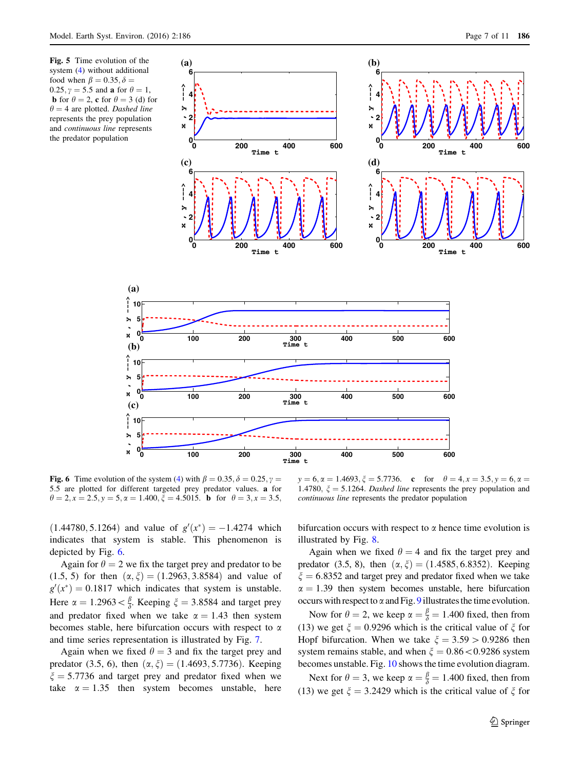**Fig. 5** Time evolution of the system (4) without additional food when $\beta = 0.35, \delta = 0.25, \gamma = 5.5$ and **a** for $\theta = 1$, **b** for $\theta = 2$, **c** for $\theta = 3$ (d) for $\theta = 4$ are plotted. *Dashed line* represents the prey population and *continuous line* represents the predator population

**Fig. 6** Time evolution of the system (4) with $\beta = 0.35, \delta = 0.25, \gamma = 5.5$ are plotted for different targeted prey predator values. **a** for $\theta = 2, x = 2.5, y = 5, \alpha = 1.400, \xi = 4.5015$. **b** for $\theta = 3, x = 3.5, y = 6, \alpha = 1.4693, \xi = 5.7736$. **c** for $\theta = 4, x = 3.5, y = 6, \alpha = 1.4780, \xi = 5.1264$. *Dashed line* represents the prey population and *continuous line* represents the predator population

$(1.44780, 5.1264)$ and value of $g'(x^*) = -1.4274$ which indicates that system is stable. This phenomenon is depicted by Fig. 6.

Again for $\theta = 2$ we fix the target prey and predator to be $(1.5, 5)$ for then $(\alpha, \xi) = (1.2963, 3.8584)$ and value of $g'(x^*) = 0.1817$ which indicates that system is unstable. Here $\alpha = 1.2963 < \frac{\beta}{\delta}$. Keeping $\xi = 3.8584$ and target prey and predator fixed when we take $\alpha = 1.43$ then system becomes stable, here bifurcation occurs with respect to $\alpha$ and time series representation is illustrated by Fig. 7.

Again when we fixed $\theta = 3$ and fix the target prey and predator $(3.5, 6)$, then $(\alpha, \xi) = (1.4693, 5.7736)$. Keeping $\xi = 5.7736$ and target prey and predator fixed when we take $\alpha = 1.35$ then system becomes unstable, here bifurcation occurs with respect to $\alpha$ hence time evolution is illustrated by Fig. 8.

Again when we fixed $\theta = 4$ and fix the target prey and predator $(3.5, 8)$, then $(\alpha, \xi) = (1.4585, 6.8352)$. Keeping $\xi = 6.8352$ and target prey and predator fixed when we take $\alpha = 1.39$ then system becomes unstable, here bifurcation occurs with respect to $\alpha$ and Fig. 9 illustrates the time evolution.

Now for $\theta = 2$, we keep $\alpha = \frac{\beta}{\delta} = 1.400$ fixed, then from (13) we get $\xi = 0.9296$ which is the critical value of $\xi$ for Hopf bifurcation. When we take $\xi = 3.59 > 0.9286$ then system remains stable, and when $\xi = 0.86 < 0.9286$ system becomes unstable. Fig. 10 shows the time evolution diagram.

Next for $\theta = 3$, we keep $\alpha = \frac{\beta}{\delta} = 1.400$ fixed, then from (13) we get $\xi = 3.2429$ which is the critical value of $\xi$ for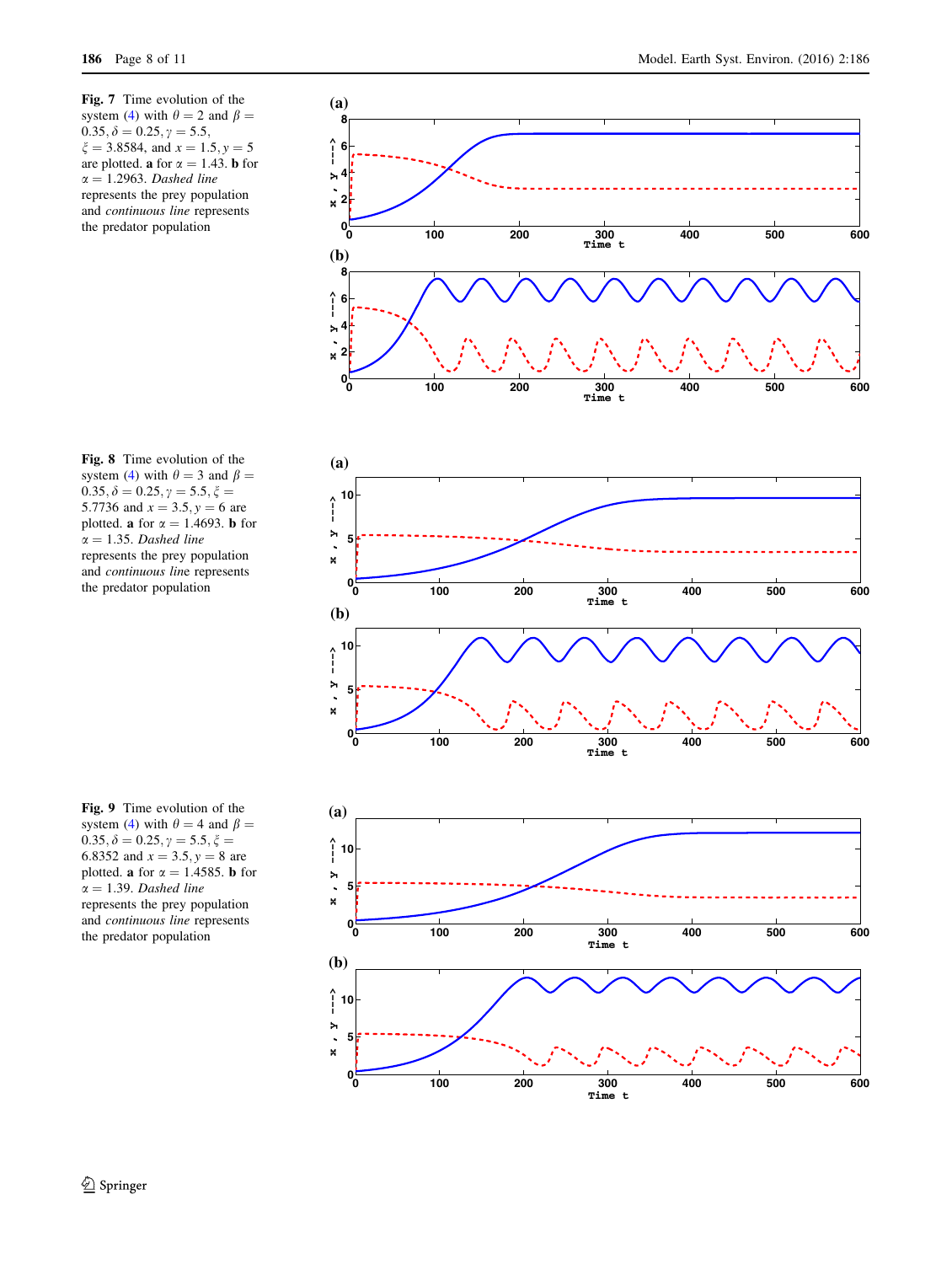**Fig. 7** Time evolution of the system (4) with $\theta = 2$ and $\beta = 0.35, \delta = 0.25, \gamma = 5.5, \xi = 3.8584$, and $x = 1.5, y = 5$ are plotted. **a** for $\alpha = 1.43$. **b** for $\alpha = 1.2963$. *Dashed line* represents the prey population and *continuous line* represents the predator population

**Fig. 8** Time evolution of the system (4) with $\theta = 3$ and $\beta = 0.35, \delta = 0.25, \gamma = 5.5, \xi = 5.7736$ and $x = 3.5, y = 6$ are plotted. **a** for $\alpha = 1.4693$. **b** for $\alpha = 1.35$. *Dashed line* represents the prey population and *continuous line* represents the predator population

**Fig. 9** Time evolution of the system (4) with $\theta = 4$ and $\beta = 0.35, \delta = 0.25, \gamma = 5.5, \xi = 6.8352$ and $x = 3.5, y = 8$ are plotted. **a** for $\alpha = 1.4585$. **b** for $\alpha = 1.39$. *Dashed line* represents the prey population and *continuous line* represents the predator population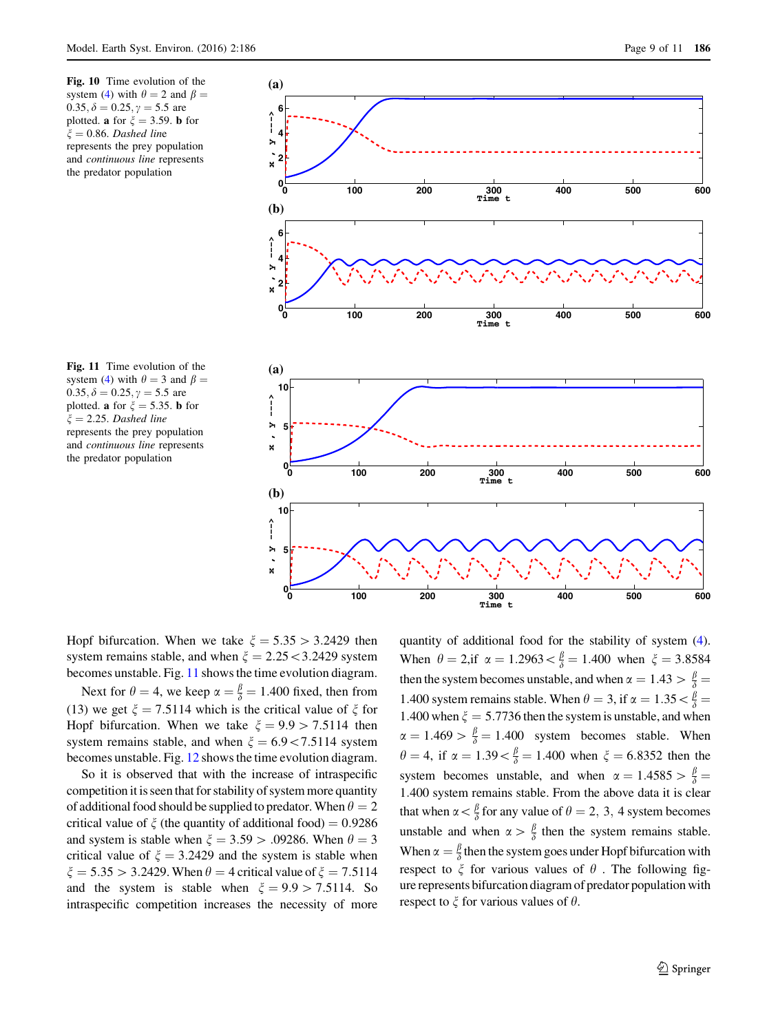**Fig. 10** Time evolution of the system (4) with $\theta = 2$ and $\beta = 0.35, \delta = 0.25, \gamma = 5.5$ are plotted. **a** for $\xi = 3.59$. **b** for $\xi = 0.86$. *Dashed line* represents the prey population and *continuous line* represents the predator population

**Fig. 11** Time evolution of the system (4) with $\theta = 3$ and $\beta = 0.35, \delta = 0.25, \gamma = 5.5$ are plotted. **a** for $\xi = 5.35$. **b** for $\xi = 2.25$. *Dashed line* represents the prey population and *continuous line* represents the predator population

Hopf bifurcation. When we take $\xi = 5.35 > 3.2429$ then system remains stable, and when $\xi = 2.25 < 3.2429$ system becomes unstable. Fig. 11 shows the time evolution diagram.

Next for $\theta = 4$, we keep $\alpha = \frac{\beta}{\delta} = 1.400$ fixed, then from (13) we get $\xi = 7.5114$ which is the critical value of $\xi$ for Hopf bifurcation. When we take $\xi = 9.9 > 7.5114$ then system remains stable, and when $\xi = 6.9 < 7.5114$ system becomes unstable. Fig. 12 shows the time evolution diagram.

So it is observed that with the increase of intraspecific competition it is seen that for stability of system more quantity of additional food should be supplied to predator. When $\theta = 2$ critical value of $\xi$ (the quantity of additional food) $= 0.9286$ and system is stable when $\xi = 3.59 > .09286$. When $\theta = 3$ critical value of $\xi = 3.2429$ and the system is stable when $\xi = 5.35 > 3.2429$. When $\theta = 4$ critical value of $\xi = 7.5114$ and the system is stable when $\xi = 9.9 > 7.5114$. So intraspecific competition increases the necessity of more quantity of additional food for the stability of system (4). When $\theta = 2$,if $\alpha = 1.2963 < \frac{\beta}{\delta} = 1.400$ when $\xi = 3.8584$ then the system becomes unstable, and when $\alpha = 1.43 > \frac{\beta}{\delta} = 1.400$ system remains stable. When $\theta = 3$, if $\alpha = 1.35 < \frac{\beta}{\delta} = 1.400$ when $\xi = 5.7736$ then the system is unstable, and when $\alpha = 1.469 > \frac{\beta}{\delta} = 1.400$ system becomes stable. When $\theta = 4$, if $\alpha = 1.39 < \frac{\beta}{\delta} = 1.400$ when $\xi = 6.8352$ then the system becomes unstable, and when $\alpha = 1.4585 > \frac{\beta}{\delta} = 1.400$ system remains stable. From the above data it is clear that when $\alpha < \frac{\beta}{\delta}$ for any value of $\theta = 2, 3, 4$ system becomes unstable and when $\alpha > \frac{\beta}{\delta}$ then the system remains stable. When $\alpha = \frac{\beta}{\delta}$ then the system goes under Hopf bifurcation with respect to $\xi$ for various values of $\theta$ . The following figure represents bifurcation diagram of predator population with respect to $\xi$ for various values of $\theta$.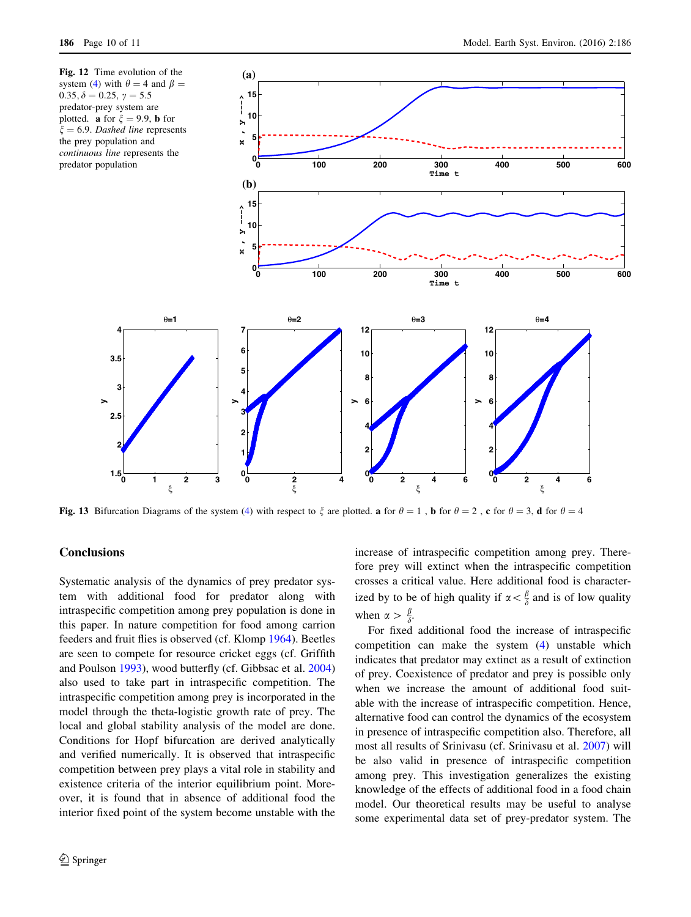**Fig. 12** Time evolution of the system (4) with $\theta = 4$ and $\beta = 0.35, \delta = 0.25, \gamma = 5.5$ predator-prey system are plotted. **a** for $\xi = 9.9$, **b** for $\xi = 6.9$. *Dashed line* represents the prey population and *continuous line* represents the predator population

**Fig. 13** Bifurcation Diagrams of the system (4) with respect to $\xi$ are plotted. **a** for $\theta = 1$ , **b** for $\theta = 2$ , **c** for $\theta = 3$, **d** for $\theta = 4$

## Conclusions

Systematic analysis of the dynamics of prey predator system with additional food for predator along with intraspecific competition among prey population is done in this paper. In nature competition for food among carrion feeders and fruit flies is observed (cf. Klomp 1964). Beetles are seen to compete for resource cricket eggs (cf. Griffith and Poulson 1993), wood butterfly (cf. Gibbsac et al. 2004) also used to take part in intraspecific competition. The intraspecific competition among prey is incorporated in the model through the theta-logistic growth rate of prey. The local and global stability analysis of the model are done. Conditions for Hopf bifurcation are derived analytically and verified numerically. It is observed that intraspecific competition between prey plays a vital role in stability and existence criteria of the interior equilibrium point. Moreover, it is found that in absence of additional food the interior fixed point of the system become unstable with the increase of intraspecific competition among prey. Therefore prey will extinct when the intraspecific competition crosses a critical value. Here additional food is characterized by to be of high quality if $\alpha < \frac{\beta}{\delta}$ and is of low quality when $\alpha > \frac{\beta}{\delta}$.

For fixed additional food the increase of intraspecific competition can make the system (4) unstable which indicates that predator may extinct as a result of extinction of prey. Coexistence of predator and prey is possible only when we increase the amount of additional food suitable with the increase of intraspecific competition. Hence, alternative food can control the dynamics of the ecosystem in presence of intraspecific competition also. Therefore, all most all results of Srinivasu (cf. Srinivasu et al. 2007) will be also valid in presence of intraspecific competition among prey. This investigation generalizes the existing knowledge of the effects of additional food in a food chain model. Our theoretical results may be useful to analyse some experimental data set of prey-predator system. The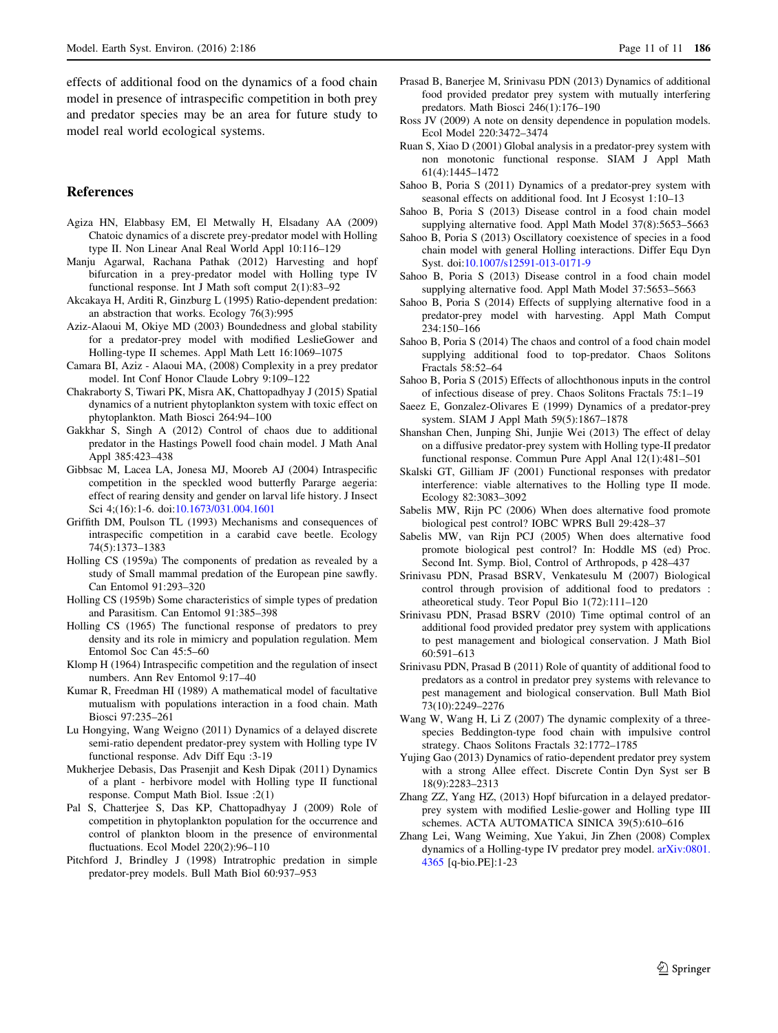effects of additional food on the dynamics of a food chain model in presence of intraspecific competition in both prey and predator species may be an area for future study to model real world ecological systems.

## References

Agiza HN, Elabbasy EM, El Metwally H, Elsadany AA (2009) Chatoic dynamics of a discrete prey-predator model with Holling type II. Non Linear Anal Real World Appl 10:116–129

Manju Agarwal, Rachana Pathak (2012) Harvesting and hopf bifurcation in a prey-predator model with Holling type IV functional response. Int J Math soft comput 2(1):83–92

Akcakaya H, Arditi R, Ginzburg L (1995) Ratio-dependent predation: an abstraction that works. Ecology 76(3):995

Aziz-Alaoui M, Okiye MD (2003) Boundedness and global stability for a predator-prey model with modified LeslieGower and Holling-type II schemes. Appl Math Lett 16:1069–1075

Camara BI, Aziz - Alaoui MA, (2008) Complexity in a prey predator model. Int Conf Honor Claude Lobry 9:109–122

Chakraborty S, Tiwari PK, Misra AK, Chattopadhyay J (2015) Spatial dynamics of a nutrient phytoplankton system with toxic effect on phytoplankton. Math Biosci 264:94–100

Gakkhar S, Singh A (2012) Control of chaos due to additional predator in the Hastings Powell food chain model. J Math Anal Appl 385:423–438

Gibbsac M, Lacea LA, Jonesa MJ, Mooreb AJ (2004) Intraspecific competition in the speckled wood butterfly Pararge aegeria: effect of rearing density and gender on larval life history. J Insect Sci 4;(16):1-6. doi:10.1673/031.004.1601

Griffith DM, Poulson TL (1993) Mechanisms and consequences of intraspecific competition in a carabid cave beetle. Ecology 74(5):1373–1383

Holling CS (1959a) The components of predation as revealed by a study of Small mammal predation of the European pine sawfly. Can Entomol 91:293–320

Holling CS (1959b) Some characteristics of simple types of predation and Parasitism. Can Entomol 91:385–398

Holling CS (1965) The functional response of predators to prey density and its role in mimicry and population regulation. Mem Entomol Soc Can 45:5–60

Klomp H (1964) Intraspecific competition and the regulation of insect numbers. Ann Rev Entomol 9:17–40

Kumar R, Freedman HI (1989) A mathematical model of facultative mutualism with populations interaction in a food chain. Math Biosci 97:235–261

Lu Hongying, Wang Weigno (2011) Dynamics of a delayed discrete semi-ratio dependent predator-prey system with Holling type IV functional response. Adv Diff Equ :3-19

Mukherjee Debasis, Das Prasenjit and Kesh Dipak (2011) Dynamics of a plant - herbivore model with Holling type II functional response. Comput Math Biol. Issue :2(1)

Pal S, Chatterjee S, Das KP, Chattopadhyay J (2009) Role of competition in phytoplankton population for the occurrence and control of plankton bloom in the presence of environmental fluctuations. Ecol Model 220(2):96–110

Pitchford J, Brindley J (1998) Intratrophic predation in simple predator-prey models. Bull Math Biol 60:937–953

Prasad B, Banerjee M, Srinivasu PDN (2013) Dynamics of additional food provided predator prey system with mutually interfering predators. Math Biosci 246(1):176–190

Ross JV (2009) A note on density dependence in population models. Ecol Model 220:3472–3474

Ruan S, Xiao D (2001) Global analysis in a predator-prey system with non monotonic functional response. SIAM J Appl Math 61(4):1445–1472

Sahoo B, Poria S (2011) Dynamics of a predator-prey system with seasonal effects on additional food. Int J Ecosyst 1:10–13

Sahoo B, Poria S (2013) Disease control in a food chain model supplying alternative food. Appl Math Model 37(8):5653–5663

Sahoo B, Poria S (2013) Oscillatory coexistence of species in a food chain model with general Holling interactions. Differ Equ Dyn Syst. doi:10.1007/s12591-013-0171-9

Sahoo B, Poria S (2013) Disease control in a food chain model supplying alternative food. Appl Math Model 37:5653–5663

Sahoo B, Poria S (2014) Effects of supplying alternative food in a predator-prey model with harvesting. Appl Math Comput 234:150–166

Sahoo B, Poria S (2014) The chaos and control of a food chain model supplying additional food to top-predator. Chaos Solitons Fractals 58:52–64

Sahoo B, Poria S (2015) Effects of allochthonous inputs in the control of infectious disease of prey. Chaos Solitons Fractals 75:1–19

Saeez E, Gonzalez-Olivares E (1999) Dynamics of a predator-prey system. SIAM J Appl Math 59(5):1867–1878

Shanshan Chen, Junping Shi, Junjie Wei (2013) The effect of delay on a diffusive predator-prey system with Holling type-II predator functional response. Commun Pure Appl Anal 12(1):481–501

Skalski GT, Gilliam JF (2001) Functional responses with predator interference: viable alternatives to the Holling type II mode. Ecology 82:3083–3092

Sabelis MW, Rijn PC (2006) When does alternative food promote biological pest control? IOBC WPRS Bull 29:428–37

Sabelis MW, van Rijn PCJ (2005) When does alternative food promote biological pest control? In: Hoddle MS (ed) Proc. Second Int. Symp. Biol, Control of Arthropods, p 428–437

Srinivasu PDN, Prasad BSRV, Venkatesulu M (2007) Biological control through provision of additional food to predators : atheoretical study. Teor Popul Bio 1(72):111–120

Srinivasu PDN, Prasad BSRV (2010) Time optimal control of an additional food provided predator prey system with applications to pest management and biological conservation. J Math Biol 60:591–613

Srinivasu PDN, Prasad B (2011) Role of quantity of additional food to predators as a control in predator prey systems with relevance to pest management and biological conservation. Bull Math Biol 73(10):2249–2276

Wang W, Wang H, Li Z (2007) The dynamic complexity of a three-species Beddington-type food chain with impulsive control strategy. Chaos Solitons Fractals 32:1772–1785

Yujing Gao (2013) Dynamics of ratio-dependent predator prey system with a strong Allee effect. Discrete Contin Dyn Syst ser B 18(9):2283–2313

Zhang ZZ, Yang HZ, (2013) Hopf bifurcation in a delayed predator-prey system with modified Leslie-gower and Holling type III schemes. ACTA AUTOMATICA SINICA 39(5):610–616

Zhang Lei, Wang Weiming, Xue Yakui, Jin Zhen (2008) Complex dynamics of a Holling-type IV predator prey model. arXiv:0801.4365 [q-bio.PE]:1-23